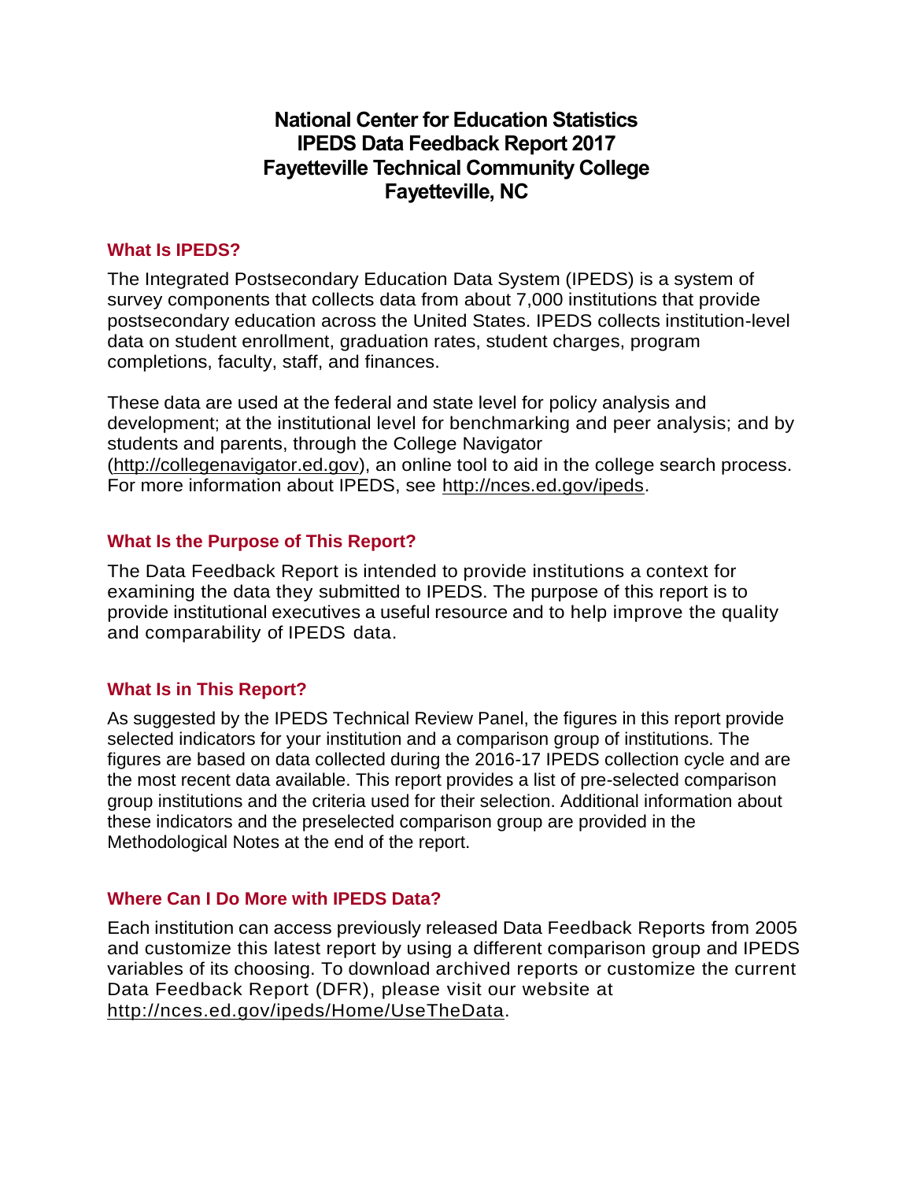# National Center for Education Statistics
# IPEDS Data Feedback Report 2017
# Fayetteville Technical Community College
# Fayetteville, NC

## What Is IPEDS?

The Integrated Postsecondary Education Data System (IPEDS) is a system of survey components that collects data from about 7,000 institutions that provide postsecondary education across the United States. IPEDS collects institution-level data on student enrollment, graduation rates, student charges, program completions, faculty, staff, and finances.

These data are used at the federal and state level for policy analysis and development; at the institutional level for benchmarking and peer analysis; and by students and parents, through the College Navigator (http://collegenavigator.ed.gov), an online tool to aid in the college search process. For more information about IPEDS, see http://nces.ed.gov/ipeds.

## What Is the Purpose of This Report?

The Data Feedback Report is intended to provide institutions a context for examining the data they submitted to IPEDS. The purpose of this report is to provide institutional executives a useful resource and to help improve the quality and comparability of IPEDS data.

## What Is in This Report?

As suggested by the IPEDS Technical Review Panel, the figures in this report provide selected indicators for your institution and a comparison group of institutions. The figures are based on data collected during the 2016-17 IPEDS collection cycle and are the most recent data available. This report provides a list of pre-selected comparison group institutions and the criteria used for their selection. Additional information about these indicators and the preselected comparison group are provided in the Methodological Notes at the end of the report.

## Where Can I Do More with IPEDS Data?

Each institution can access previously released Data Feedback Reports from 2005 and customize this latest report by using a different comparison group and IPEDS variables of its choosing. To download archived reports or customize the current Data Feedback Report (DFR), please visit our website at http://nces.ed.gov/ipeds/Home/UseTheData.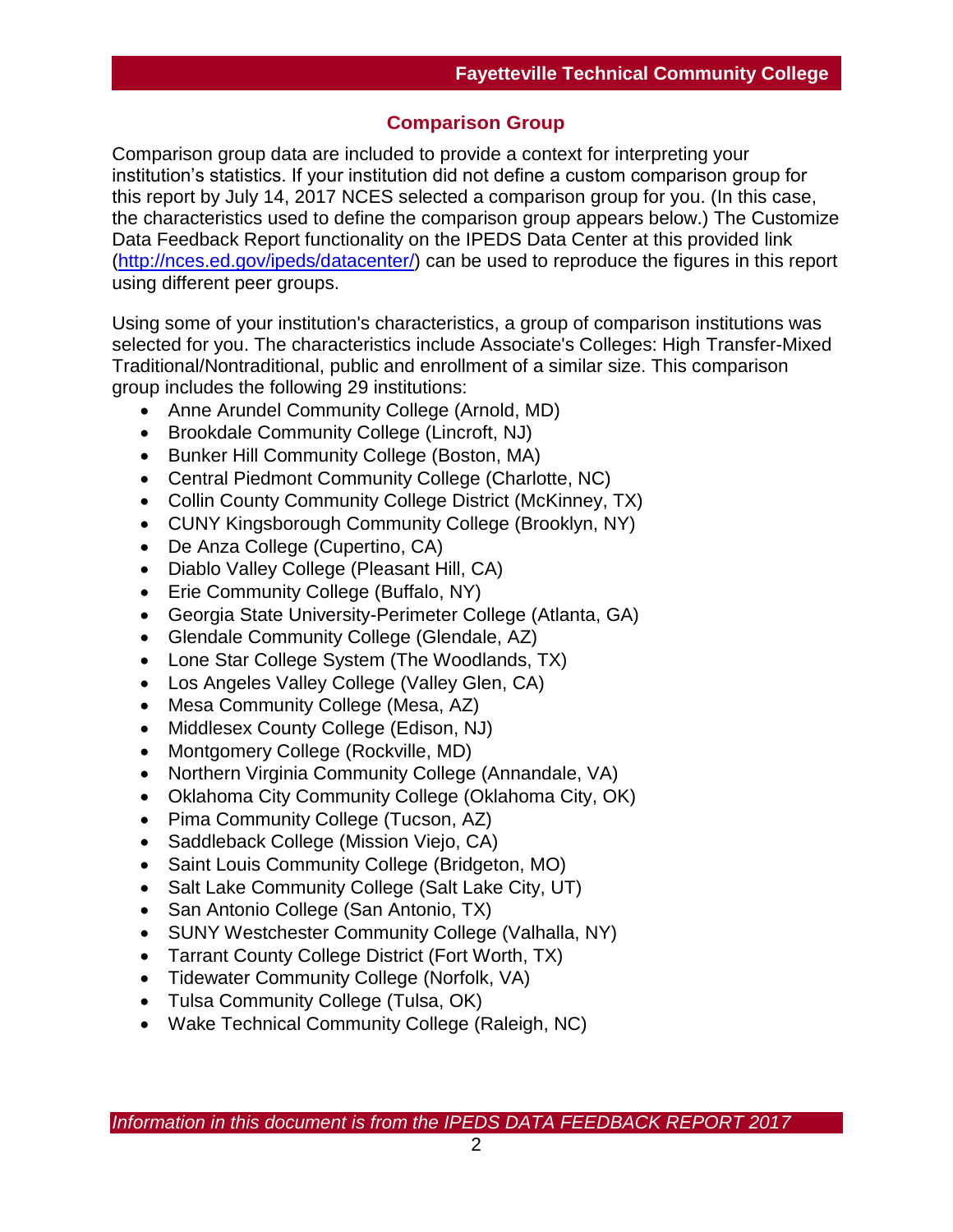## Comparison Group

Comparison group data are included to provide a context for interpreting your institution's statistics. If your institution did not define a custom comparison group for this report by July 14, 2017 NCES selected a comparison group for you. (In this case, the characteristics used to define the comparison group appears below.) The Customize Data Feedback Report functionality on the IPEDS Data Center at this provided link (http://nces.ed.gov/ipeds/datacenter/) can be used to reproduce the figures in this report using different peer groups.

Using some of your institution's characteristics, a group of comparison institutions was selected for you. The characteristics include Associate's Colleges: High Transfer-Mixed Traditional/Nontraditional, public and enrollment of a similar size. This comparison group includes the following 29 institutions:

- Anne Arundel Community College (Arnold, MD)
- Brookdale Community College (Lincroft, NJ)
- Bunker Hill Community College (Boston, MA)
- Central Piedmont Community College (Charlotte, NC)
- Collin County Community College District (McKinney, TX)
- CUNY Kingsborough Community College (Brooklyn, NY)
- De Anza College (Cupertino, CA)
- Diablo Valley College (Pleasant Hill, CA)
- Erie Community College (Buffalo, NY)
- Georgia State University-Perimeter College (Atlanta, GA)
- Glendale Community College (Glendale, AZ)
- Lone Star College System (The Woodlands, TX)
- Los Angeles Valley College (Valley Glen, CA)
- Mesa Community College (Mesa, AZ)
- Middlesex County College (Edison, NJ)
- Montgomery College (Rockville, MD)
- Northern Virginia Community College (Annandale, VA)
- Oklahoma City Community College (Oklahoma City, OK)
- Pima Community College (Tucson, AZ)
- Saddleback College (Mission Viejo, CA)
- Saint Louis Community College (Bridgeton, MO)
- Salt Lake Community College (Salt Lake City, UT)
- San Antonio College (San Antonio, TX)
- SUNY Westchester Community College (Valhalla, NY)
- Tarrant County College District (Fort Worth, TX)
- Tidewater Community College (Norfolk, VA)
- Tulsa Community College (Tulsa, OK)
- Wake Technical Community College (Raleigh, NC)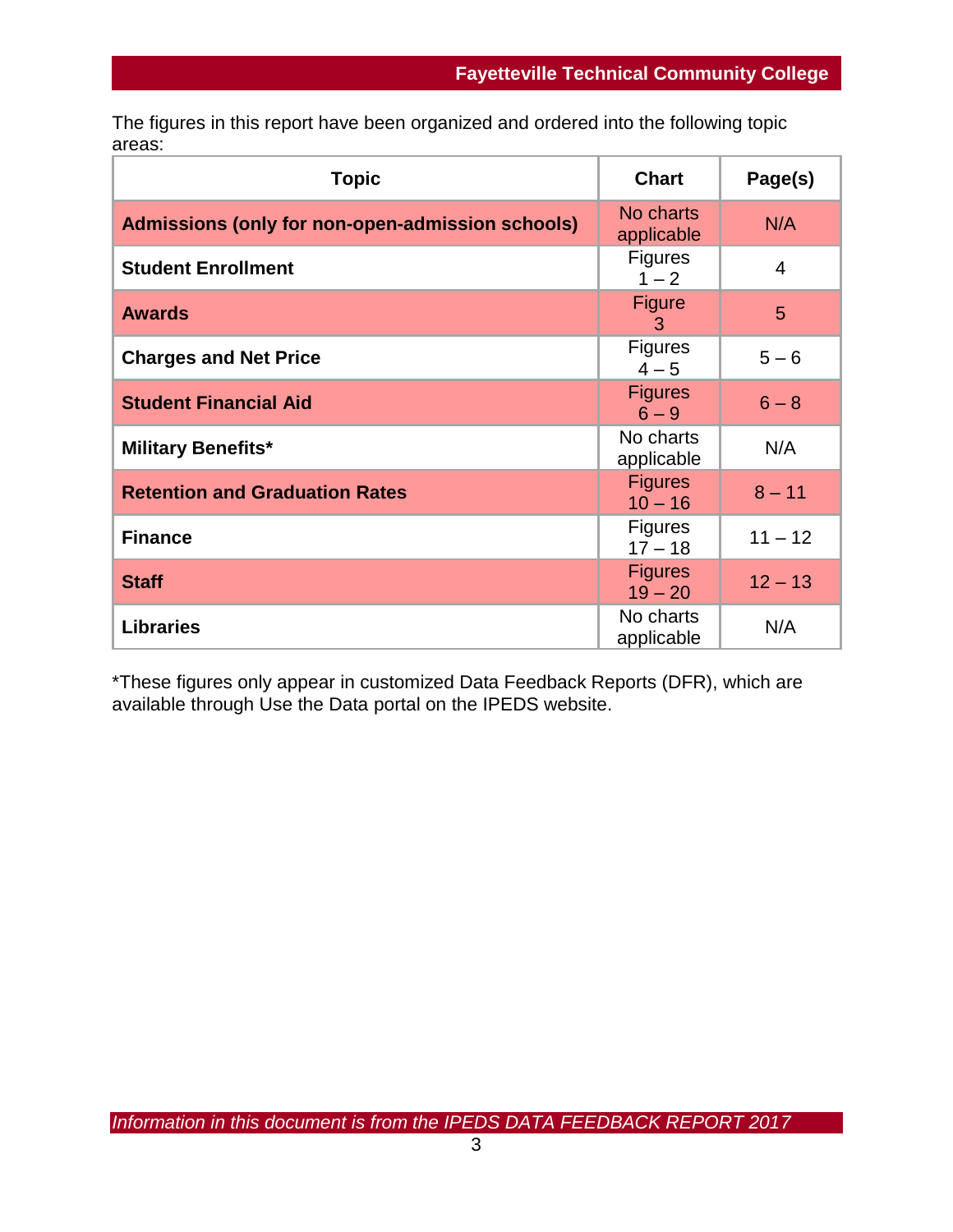The figures in this report have been organized and ordered into the following topic areas:

| Topic | Chart | Page(s) |
| --- | --- | --- |
| **Admissions (only for non-open-admission schools)** | No charts applicable | N/A |
| **Student Enrollment** | Figures 1 – 2 | 4 |
| **Awards** | Figure 3 | 5 |
| **Charges and Net Price** | Figures 4 – 5 | 5 – 6 |
| **Student Financial Aid** | Figures 6 – 9 | 6 – 8 |
| **Military Benefits*** | No charts applicable | N/A |
| **Retention and Graduation Rates** | Figures 10 – 16 | 8 – 11 |
| **Finance** | Figures 17 – 18 | 11 – 12 |
| **Staff** | Figures 19 – 20 | 12 – 13 |
| **Libraries** | No charts applicable | N/A |

*These figures only appear in customized Data Feedback Reports (DFR), which are available through Use the Data portal on the IPEDS website.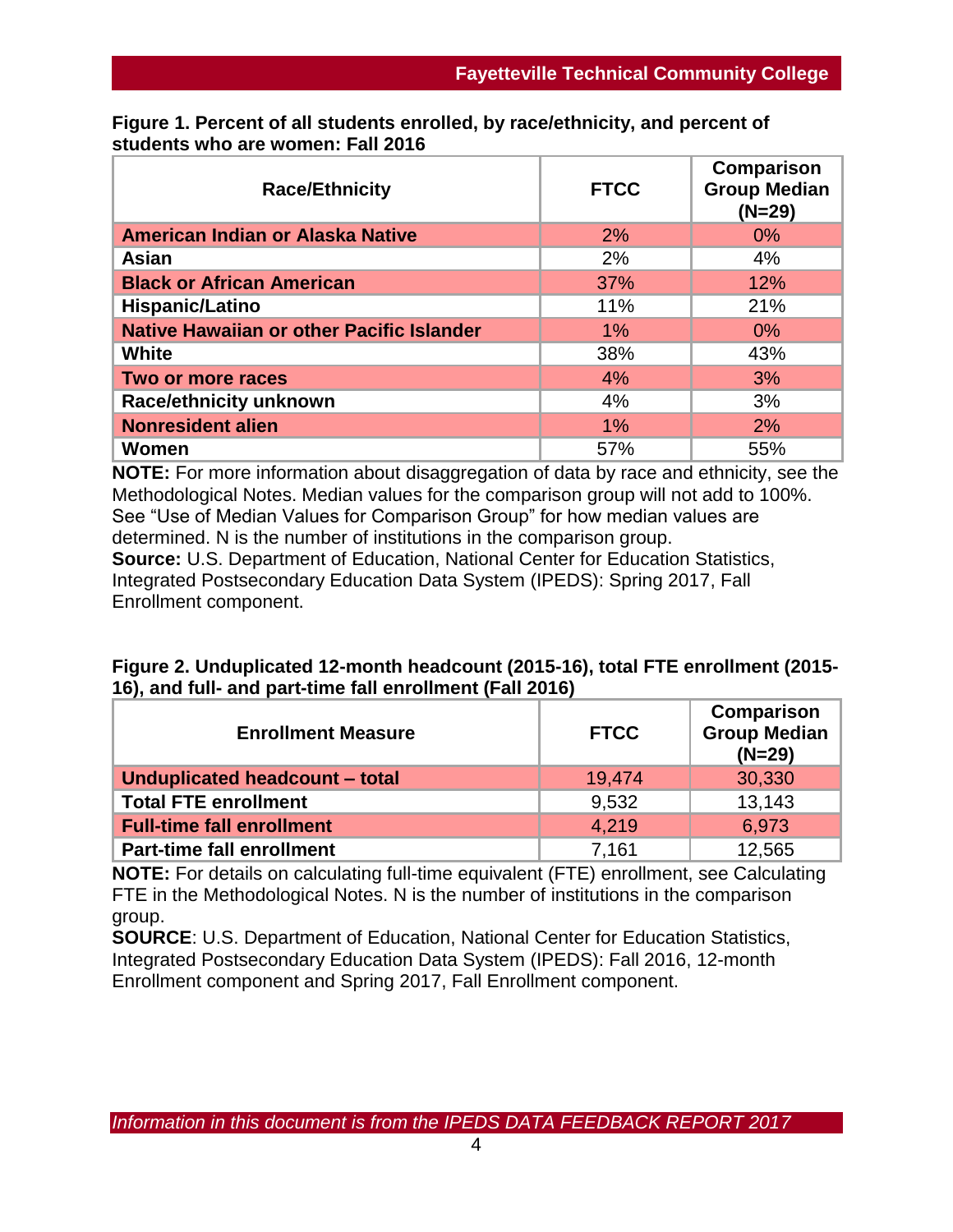**Figure 1. Percent of all students enrolled, by race/ethnicity, and percent of students who are women: Fall 2016**

| Race/Ethnicity | FTCC | Comparison Group Median (N=29) |
|---|---|---|
| American Indian or Alaska Native | 2% | 0% |
| Asian | 2% | 4% |
| Black or African American | 37% | 12% |
| Hispanic/Latino | 11% | 21% |
| Native Hawaiian or other Pacific Islander | 1% | 0% |
| White | 38% | 43% |
| Two or more races | 4% | 3% |
| Race/ethnicity unknown | 4% | 3% |
| Nonresident alien | 1% | 2% |
| Women | 57% | 55% |

**NOTE:** For more information about disaggregation of data by race and ethnicity, see the Methodological Notes. Median values for the comparison group will not add to 100%. See "Use of Median Values for Comparison Group" for how median values are determined. N is the number of institutions in the comparison group.
**Source:** U.S. Department of Education, National Center for Education Statistics, Integrated Postsecondary Education Data System (IPEDS): Spring 2017, Fall Enrollment component.

**Figure 2. Unduplicated 12-month headcount (2015-16), total FTE enrollment (2015-16), and full- and part-time fall enrollment (Fall 2016)**

| Enrollment Measure | FTCC | Comparison Group Median (N=29) |
|---|---|---|
| Unduplicated headcount – total | 19,474 | 30,330 |
| Total FTE enrollment | 9,532 | 13,143 |
| Full-time fall enrollment | 4,219 | 6,973 |
| Part-time fall enrollment | 7,161 | 12,565 |

**NOTE:** For details on calculating full-time equivalent (FTE) enrollment, see Calculating FTE in the Methodological Notes. N is the number of institutions in the comparison group.
**SOURCE**: U.S. Department of Education, National Center for Education Statistics, Integrated Postsecondary Education Data System (IPEDS): Fall 2016, 12-month Enrollment component and Spring 2017, Fall Enrollment component.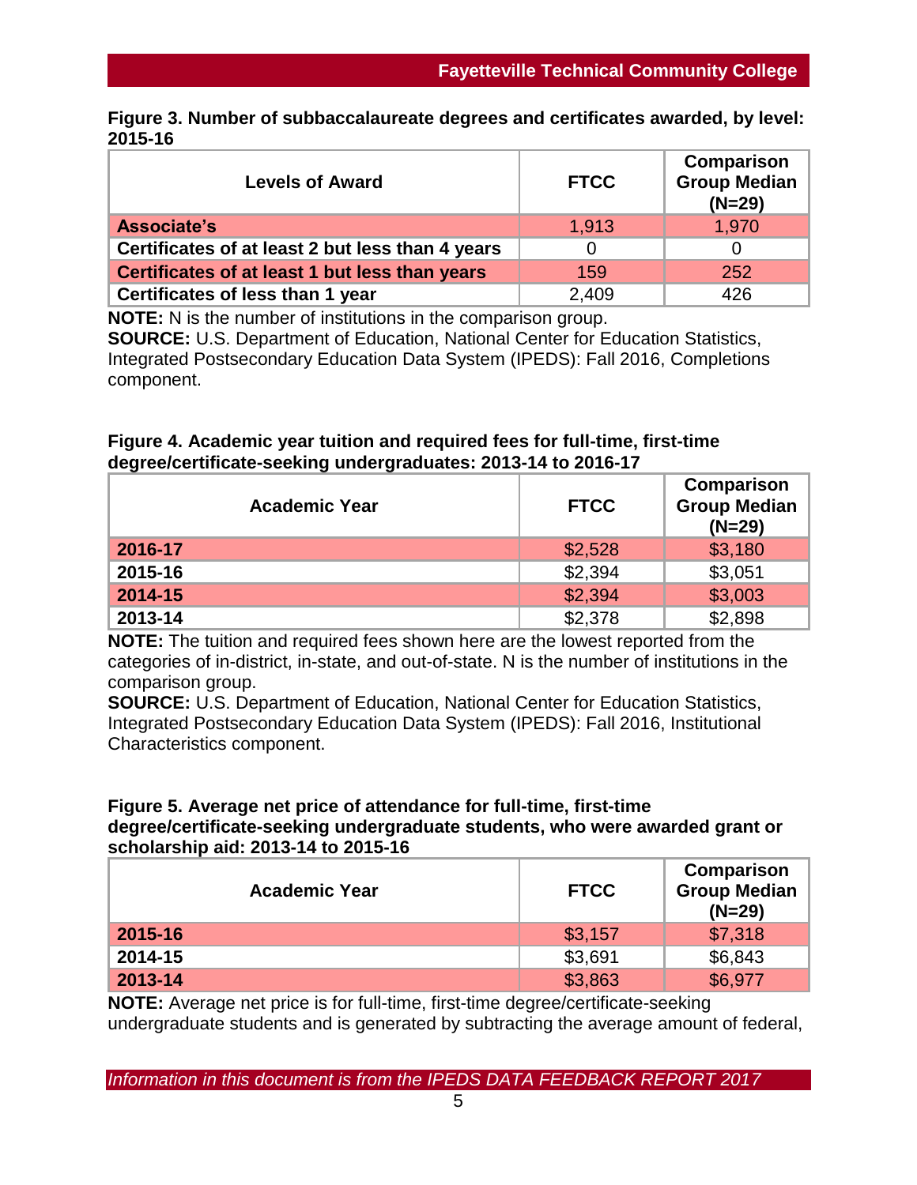**Figure 3. Number of subbaccalaureate degrees and certificates awarded, by level: 2015-16**

| Levels of Award | FTCC | Comparison Group Median (N=29) |
|---|---|---|
| **Associate's** | 1,913 | 1,970 |
| **Certificates of at least 2 but less than 4 years** | 0 | 0 |
| **Certificates of at least 1 but less than years** | 159 | 252 |
| **Certificates of less than 1 year** | 2,409 | 426 |

**NOTE:** N is the number of institutions in the comparison group.
**SOURCE:** U.S. Department of Education, National Center for Education Statistics, Integrated Postsecondary Education Data System (IPEDS): Fall 2016, Completions component.

**Figure 4. Academic year tuition and required fees for full-time, first-time degree/certificate-seeking undergraduates: 2013-14 to 2016-17**

| Academic Year | FTCC | Comparison Group Median (N=29) |
|---|---|---|
| **2016-17** | $2,528 | $3,180 |
| **2015-16** | $2,394 | $3,051 |
| **2014-15** | $2,394 | $3,003 |
| **2013-14** | $2,378 | $2,898 |

**NOTE:** The tuition and required fees shown here are the lowest reported from the categories of in-district, in-state, and out-of-state. N is the number of institutions in the comparison group.
**SOURCE:** U.S. Department of Education, National Center for Education Statistics, Integrated Postsecondary Education Data System (IPEDS): Fall 2016, Institutional Characteristics component.

**Figure 5. Average net price of attendance for full-time, first-time degree/certificate-seeking undergraduate students, who were awarded grant or scholarship aid: 2013-14 to 2015-16**

| Academic Year | FTCC | Comparison Group Median (N=29) |
|---|---|---|
| **2015-16** | $3,157 | $7,318 |
| **2014-15** | $3,691 | $6,843 |
| **2013-14** | $3,863 | $6,977 |

**NOTE:** Average net price is for full-time, first-time degree/certificate-seeking undergraduate students and is generated by subtracting the average amount of federal,

*Information in this document is from the IPEDS DATA FEEDBACK REPORT 2017*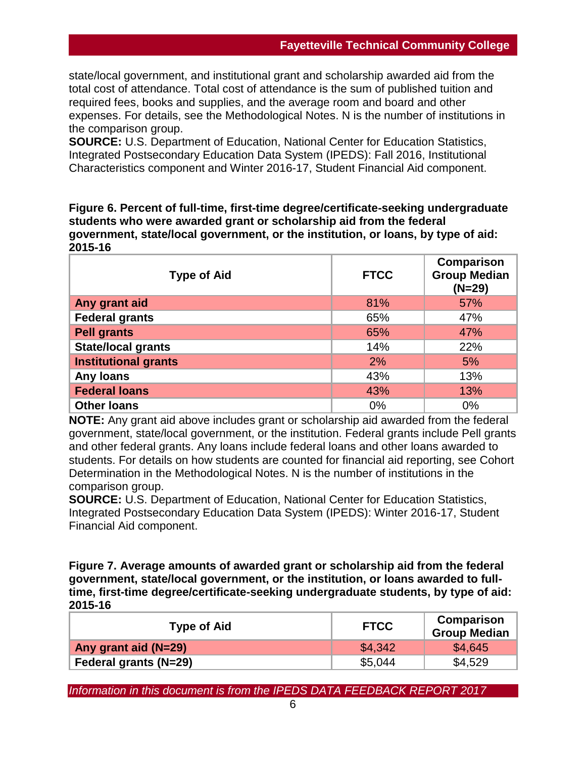state/local government, and institutional grant and scholarship awarded aid from the total cost of attendance. Total cost of attendance is the sum of published tuition and required fees, books and supplies, and the average room and board and other expenses. For details, see the Methodological Notes. N is the number of institutions in the comparison group.

**SOURCE:** U.S. Department of Education, National Center for Education Statistics, Integrated Postsecondary Education Data System (IPEDS): Fall 2016, Institutional Characteristics component and Winter 2016-17, Student Financial Aid component.

**Figure 6. Percent of full-time, first-time degree/certificate-seeking undergraduate students who were awarded grant or scholarship aid from the federal government, state/local government, or the institution, or loans, by type of aid: 2015-16**

| Type of Aid | FTCC | Comparison Group Median (N=29) |
|---|---|---|
| **Any grant aid** | 81% | 57% |
| **Federal grants** | 65% | 47% |
| **Pell grants** | 65% | 47% |
| **State/local grants** | 14% | 22% |
| **Institutional grants** | 2% | 5% |
| **Any loans** | 43% | 13% |
| **Federal loans** | 43% | 13% |
| **Other loans** | 0% | 0% |

**NOTE:** Any grant aid above includes grant or scholarship aid awarded from the federal government, state/local government, or the institution. Federal grants include Pell grants and other federal grants. Any loans include federal loans and other loans awarded to students. For details on how students are counted for financial aid reporting, see Cohort Determination in the Methodological Notes. N is the number of institutions in the comparison group.

**SOURCE:** U.S. Department of Education, National Center for Education Statistics, Integrated Postsecondary Education Data System (IPEDS): Winter 2016-17, Student Financial Aid component.

**Figure 7. Average amounts of awarded grant or scholarship aid from the federal government, state/local government, or the institution, or loans awarded to full-time, first-time degree/certificate-seeking undergraduate students, by type of aid: 2015-16**

| Type of Aid | FTCC | Comparison Group Median |
|---|---|---|
| **Any grant aid (N=29)** | $4,342 | $4,645 |
| **Federal grants (N=29)** | $5,044 | $4,529 |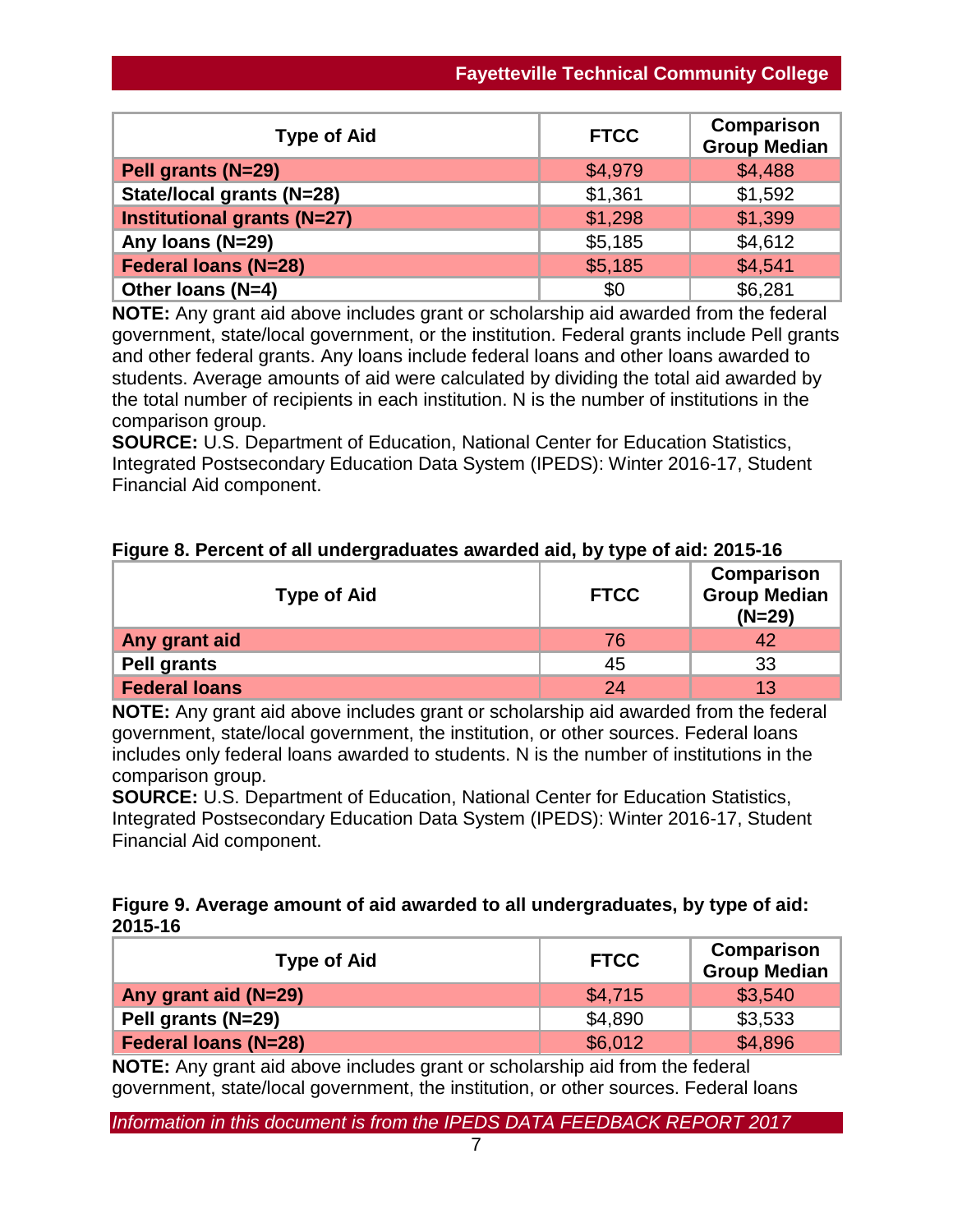| Type of Aid | FTCC | Comparison Group Median |
|---|---|---|
| **Pell grants (N=29)** | $4,979 | $4,488 |
| **State/local grants (N=28)** | $1,361 | $1,592 |
| **Institutional grants (N=27)** | $1,298 | $1,399 |
| **Any loans (N=29)** | $5,185 | $4,612 |
| **Federal loans (N=28)** | $5,185 | $4,541 |
| **Other loans (N=4)** | $0 | $6,281 |

**NOTE:** Any grant aid above includes grant or scholarship aid awarded from the federal government, state/local government, or the institution. Federal grants include Pell grants and other federal grants. Any loans include federal loans and other loans awarded to students. Average amounts of aid were calculated by dividing the total aid awarded by the total number of recipients in each institution. N is the number of institutions in the comparison group.
**SOURCE:** U.S. Department of Education, National Center for Education Statistics, Integrated Postsecondary Education Data System (IPEDS): Winter 2016-17, Student Financial Aid component.

**Figure 8. Percent of all undergraduates awarded aid, by type of aid: 2015-16**

| Type of Aid | FTCC | Comparison Group Median (N=29) |
|---|---|---|
| **Any grant aid** | 76 | 42 |
| **Pell grants** | 45 | 33 |
| **Federal loans** | 24 | 13 |

**NOTE:** Any grant aid above includes grant or scholarship aid awarded from the federal government, state/local government, the institution, or other sources. Federal loans includes only federal loans awarded to students. N is the number of institutions in the comparison group.
**SOURCE:** U.S. Department of Education, National Center for Education Statistics, Integrated Postsecondary Education Data System (IPEDS): Winter 2016-17, Student Financial Aid component.

**Figure 9. Average amount of aid awarded to all undergraduates, by type of aid: 2015-16**

| Type of Aid | FTCC | Comparison Group Median |
|---|---|---|
| **Any grant aid (N=29)** | $4,715 | $3,540 |
| **Pell grants (N=29)** | $4,890 | $3,533 |
| **Federal loans (N=28)** | $6,012 | $4,896 |

**NOTE:** Any grant aid above includes grant or scholarship aid from the federal government, state/local government, the institution, or other sources. Federal loans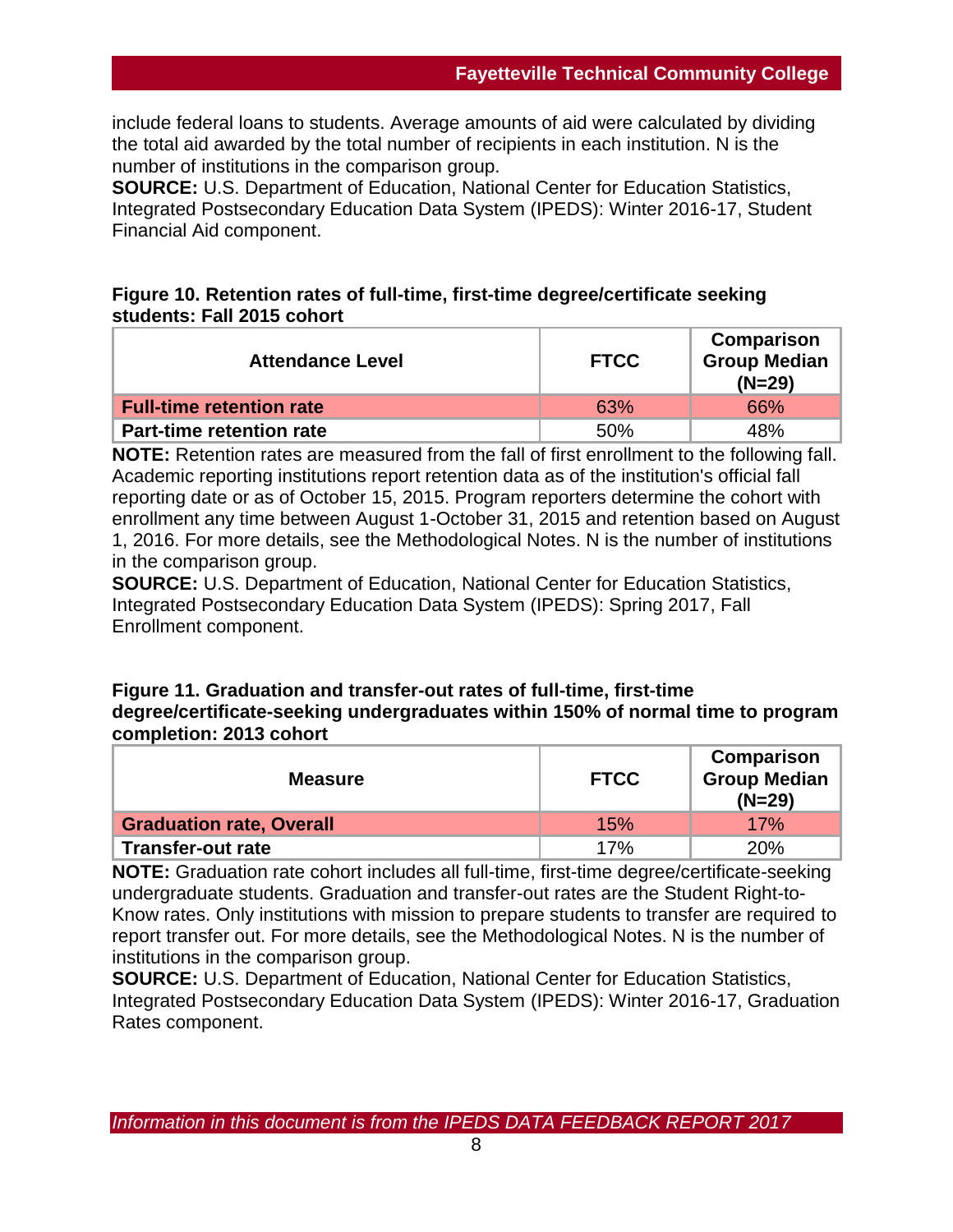include federal loans to students. Average amounts of aid were calculated by dividing the total aid awarded by the total number of recipients in each institution. N is the number of institutions in the comparison group.

**SOURCE:** U.S. Department of Education, National Center for Education Statistics, Integrated Postsecondary Education Data System (IPEDS): Winter 2016-17, Student Financial Aid component.

**Figure 10. Retention rates of full-time, first-time degree/certificate seeking students: Fall 2015 cohort**

| Attendance Level | FTCC | Comparison Group Median (N=29) |
|---|---|---|
| **Full-time retention rate** | 63% | 66% |
| **Part-time retention rate** | 50% | 48% |

**NOTE:** Retention rates are measured from the fall of first enrollment to the following fall. Academic reporting institutions report retention data as of the institution's official fall reporting date or as of October 15, 2015. Program reporters determine the cohort with enrollment any time between August 1-October 31, 2015 and retention based on August 1, 2016. For more details, see the Methodological Notes. N is the number of institutions in the comparison group.

**SOURCE:** U.S. Department of Education, National Center for Education Statistics, Integrated Postsecondary Education Data System (IPEDS): Spring 2017, Fall Enrollment component.

**Figure 11. Graduation and transfer-out rates of full-time, first-time degree/certificate-seeking undergraduates within 150% of normal time to program completion: 2013 cohort**

| Measure | FTCC | Comparison Group Median (N=29) |
|---|---|---|
| **Graduation rate, Overall** | 15% | 17% |
| **Transfer-out rate** | 17% | 20% |

**NOTE:** Graduation rate cohort includes all full-time, first-time degree/certificate-seeking undergraduate students. Graduation and transfer-out rates are the Student Right-to-Know rates. Only institutions with mission to prepare students to transfer are required to report transfer out. For more details, see the Methodological Notes. N is the number of institutions in the comparison group.

**SOURCE:** U.S. Department of Education, National Center for Education Statistics, Integrated Postsecondary Education Data System (IPEDS): Winter 2016-17, Graduation Rates component.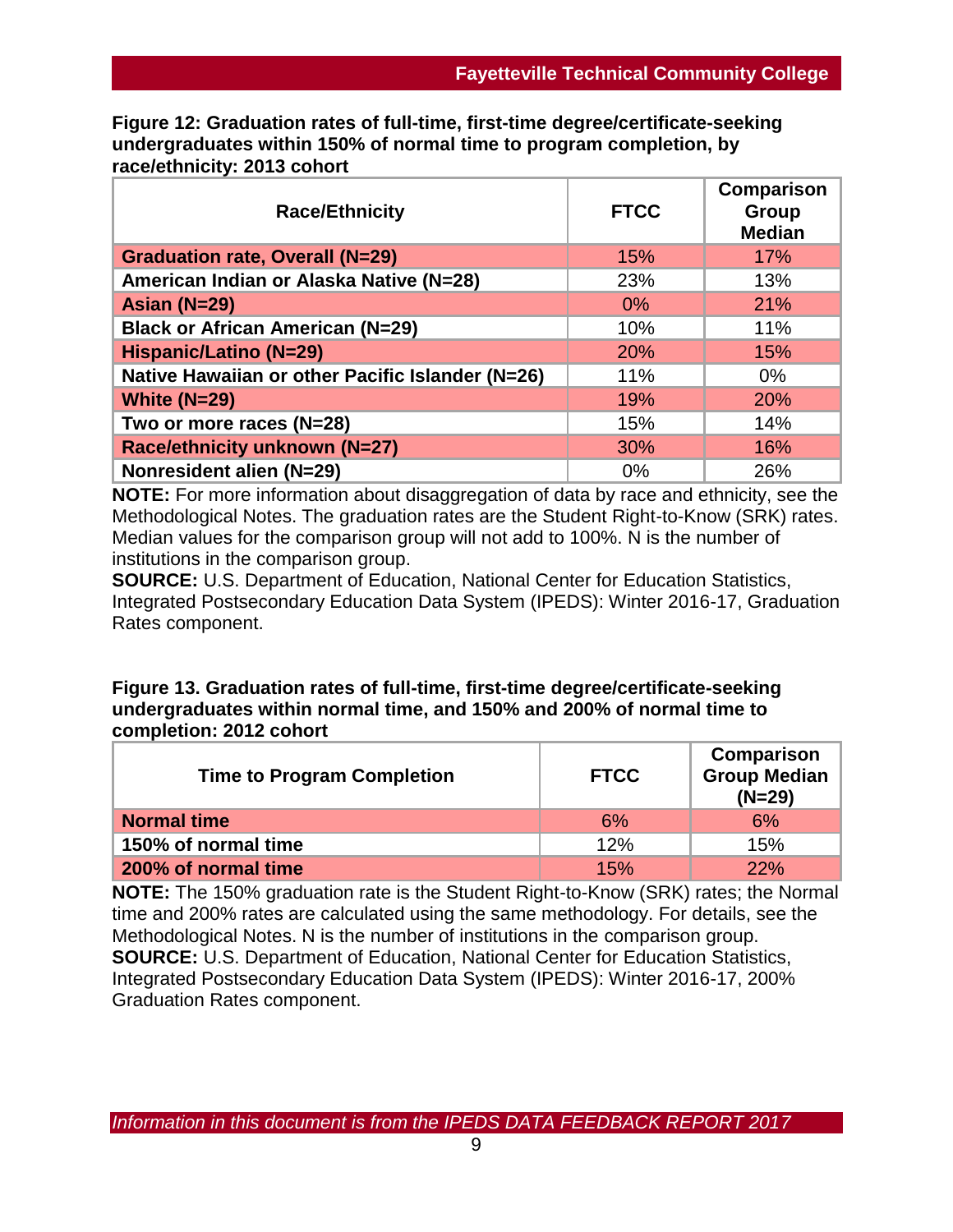**Figure 12: Graduation rates of full-time, first-time degree/certificate-seeking undergraduates within 150% of normal time to program completion, by race/ethnicity: 2013 cohort**

| Race/Ethnicity | FTCC | Comparison Group Median |
|---|---|---|
| Graduation rate, Overall (N=29) | 15% | 17% |
| American Indian or Alaska Native (N=28) | 23% | 13% |
| Asian (N=29) | 0% | 21% |
| Black or African American (N=29) | 10% | 11% |
| Hispanic/Latino (N=29) | 20% | 15% |
| Native Hawaiian or other Pacific Islander (N=26) | 11% | 0% |
| White (N=29) | 19% | 20% |
| Two or more races (N=28) | 15% | 14% |
| Race/ethnicity unknown (N=27) | 30% | 16% |
| Nonresident alien (N=29) | 0% | 26% |

**NOTE:** For more information about disaggregation of data by race and ethnicity, see the Methodological Notes. The graduation rates are the Student Right-to-Know (SRK) rates. Median values for the comparison group will not add to 100%. N is the number of institutions in the comparison group.
**SOURCE:** U.S. Department of Education, National Center for Education Statistics, Integrated Postsecondary Education Data System (IPEDS): Winter 2016-17, Graduation Rates component.

**Figure 13. Graduation rates of full-time, first-time degree/certificate-seeking undergraduates within normal time, and 150% and 200% of normal time to completion: 2012 cohort**

| Time to Program Completion | FTCC | Comparison Group Median (N=29) |
|---|---|---|
| Normal time | 6% | 6% |
| 150% of normal time | 12% | 15% |
| 200% of normal time | 15% | 22% |

**NOTE:** The 150% graduation rate is the Student Right-to-Know (SRK) rates; the Normal time and 200% rates are calculated using the same methodology. For details, see the Methodological Notes. N is the number of institutions in the comparison group.
**SOURCE:** U.S. Department of Education, National Center for Education Statistics, Integrated Postsecondary Education Data System (IPEDS): Winter 2016-17, 200% Graduation Rates component.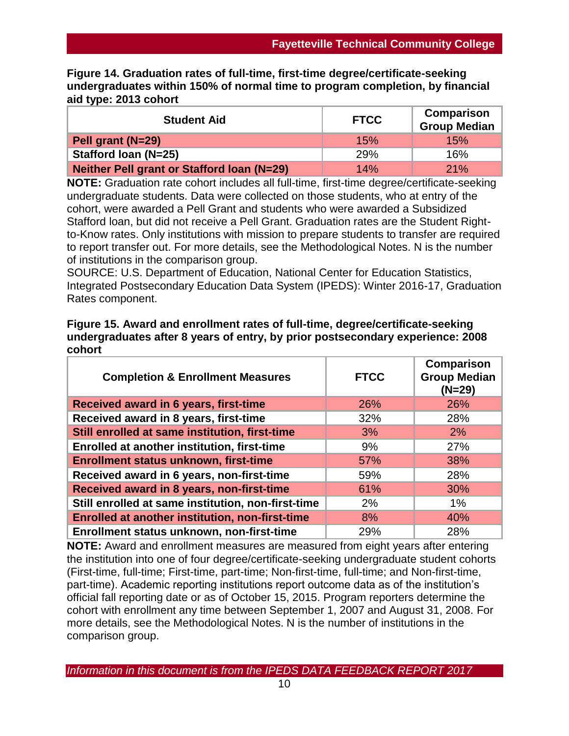**Figure 14. Graduation rates of full-time, first-time degree/certificate-seeking undergraduates within 150% of normal time to program completion, by financial aid type: 2013 cohort**

| Student Aid | FTCC | Comparison Group Median |
|---|---|---|
| Pell grant (N=29) | 15% | 15% |
| Stafford loan (N=25) | 29% | 16% |
| Neither Pell grant or Stafford loan (N=29) | 14% | 21% |

**NOTE:** Graduation rate cohort includes all full-time, first-time degree/certificate-seeking undergraduate students. Data were collected on those students, who at entry of the cohort, were awarded a Pell Grant and students who were awarded a Subsidized Stafford loan, but did not receive a Pell Grant. Graduation rates are the Student Right-to-Know rates. Only institutions with mission to prepare students to transfer are required to report transfer out. For more details, see the Methodological Notes. N is the number of institutions in the comparison group.
SOURCE: U.S. Department of Education, National Center for Education Statistics, Integrated Postsecondary Education Data System (IPEDS): Winter 2016-17, Graduation Rates component.

**Figure 15. Award and enrollment rates of full-time, degree/certificate-seeking undergraduates after 8 years of entry, by prior postsecondary experience: 2008 cohort**

| Completion & Enrollment Measures | FTCC | Comparison Group Median (N=29) |
|---|---|---|
| Received award in 6 years, first-time | 26% | 26% |
| Received award in 8 years, first-time | 32% | 28% |
| Still enrolled at same institution, first-time | 3% | 2% |
| Enrolled at another institution, first-time | 9% | 27% |
| Enrollment status unknown, first-time | 57% | 38% |
| Received award in 6 years, non-first-time | 59% | 28% |
| Received award in 8 years, non-first-time | 61% | 30% |
| Still enrolled at same institution, non-first-time | 2% | 1% |
| Enrolled at another institution, non-first-time | 8% | 40% |
| Enrollment status unknown, non-first-time | 29% | 28% |

**NOTE:** Award and enrollment measures are measured from eight years after entering the institution into one of four degree/certificate-seeking undergraduate student cohorts (First-time, full-time; First-time, part-time; Non-first-time, full-time; and Non-first-time, part-time). Academic reporting institutions report outcome data as of the institution's official fall reporting date or as of October 15, 2015. Program reporters determine the cohort with enrollment any time between September 1, 2007 and August 31, 2008. For more details, see the Methodological Notes. N is the number of institutions in the comparison group.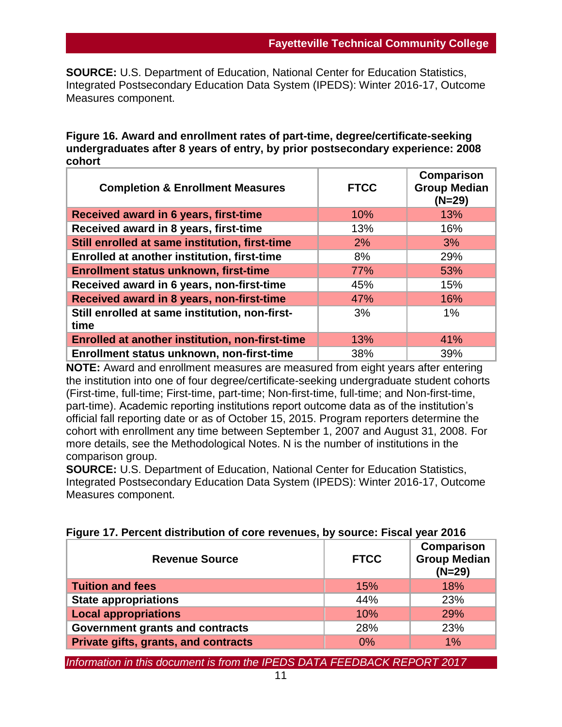**SOURCE:** U.S. Department of Education, National Center for Education Statistics, Integrated Postsecondary Education Data System (IPEDS): Winter 2016-17, Outcome Measures component.

**Figure 16. Award and enrollment rates of part-time, degree/certificate-seeking undergraduates after 8 years of entry, by prior postsecondary experience: 2008 cohort**

| Completion & Enrollment Measures | FTCC | Comparison Group Median (N=29) |
|---|---|---|
| Received award in 6 years, first-time | 10% | 13% |
| Received award in 8 years, first-time | 13% | 16% |
| Still enrolled at same institution, first-time | 2% | 3% |
| Enrolled at another institution, first-time | 8% | 29% |
| Enrollment status unknown, first-time | 77% | 53% |
| Received award in 6 years, non-first-time | 45% | 15% |
| Received award in 8 years, non-first-time | 47% | 16% |
| Still enrolled at same institution, non-first-time | 3% | 1% |
| Enrolled at another institution, non-first-time | 13% | 41% |
| Enrollment status unknown, non-first-time | 38% | 39% |

**NOTE:** Award and enrollment measures are measured from eight years after entering the institution into one of four degree/certificate-seeking undergraduate student cohorts (First-time, full-time; First-time, part-time; Non-first-time, full-time; and Non-first-time, part-time). Academic reporting institutions report outcome data as of the institution's official fall reporting date or as of October 15, 2015. Program reporters determine the cohort with enrollment any time between September 1, 2007 and August 31, 2008. For more details, see the Methodological Notes. N is the number of institutions in the comparison group.

**SOURCE:** U.S. Department of Education, National Center for Education Statistics, Integrated Postsecondary Education Data System (IPEDS): Winter 2016-17, Outcome Measures component.

**Figure 17. Percent distribution of core revenues, by source: Fiscal year 2016**

| Revenue Source | FTCC | Comparison Group Median (N=29) |
|---|---|---|
| Tuition and fees | 15% | 18% |
| State appropriations | 44% | 23% |
| Local appropriations | 10% | 29% |
| Government grants and contracts | 28% | 23% |
| Private gifts, grants, and contracts | 0% | 1% |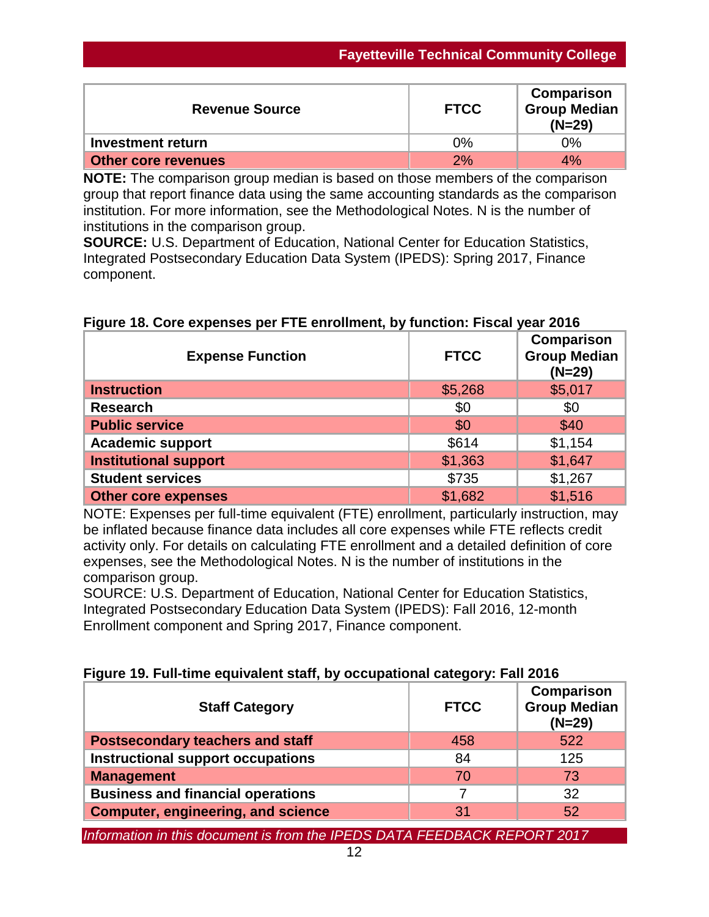| Revenue Source | FTCC | Comparison Group Median (N=29) |
|---|---|---|
| **Investment return** | 0% | 0% |
| **Other core revenues** | 2% | 4% |

**NOTE:** The comparison group median is based on those members of the comparison group that report finance data using the same accounting standards as the comparison institution. For more information, see the Methodological Notes. N is the number of institutions in the comparison group.
**SOURCE:** U.S. Department of Education, National Center for Education Statistics, Integrated Postsecondary Education Data System (IPEDS): Spring 2017, Finance component.

**Figure 18. Core expenses per FTE enrollment, by function: Fiscal year 2016**

| Expense Function | FTCC | Comparison Group Median (N=29) |
|---|---|---|
| **Instruction** | $5,268 | $5,017 |
| **Research** | $0 | $0 |
| **Public service** | $0 | $40 |
| **Academic support** | $614 | $1,154 |
| **Institutional support** | $1,363 | $1,647 |
| **Student services** | $735 | $1,267 |
| **Other core expenses** | $1,682 | $1,516 |

NOTE: Expenses per full-time equivalent (FTE) enrollment, particularly instruction, may be inflated because finance data includes all core expenses while FTE reflects credit activity only. For details on calculating FTE enrollment and a detailed definition of core expenses, see the Methodological Notes. N is the number of institutions in the comparison group.
SOURCE: U.S. Department of Education, National Center for Education Statistics, Integrated Postsecondary Education Data System (IPEDS): Fall 2016, 12-month Enrollment component and Spring 2017, Finance component.

**Figure 19. Full-time equivalent staff, by occupational category: Fall 2016**

| Staff Category | FTCC | Comparison Group Median (N=29) |
|---|---|---|
| **Postsecondary teachers and staff** | 458 | 522 |
| **Instructional support occupations** | 84 | 125 |
| **Management** | 70 | 73 |
| **Business and financial operations** | 7 | 32 |
| **Computer, engineering, and science** | 31 | 52 |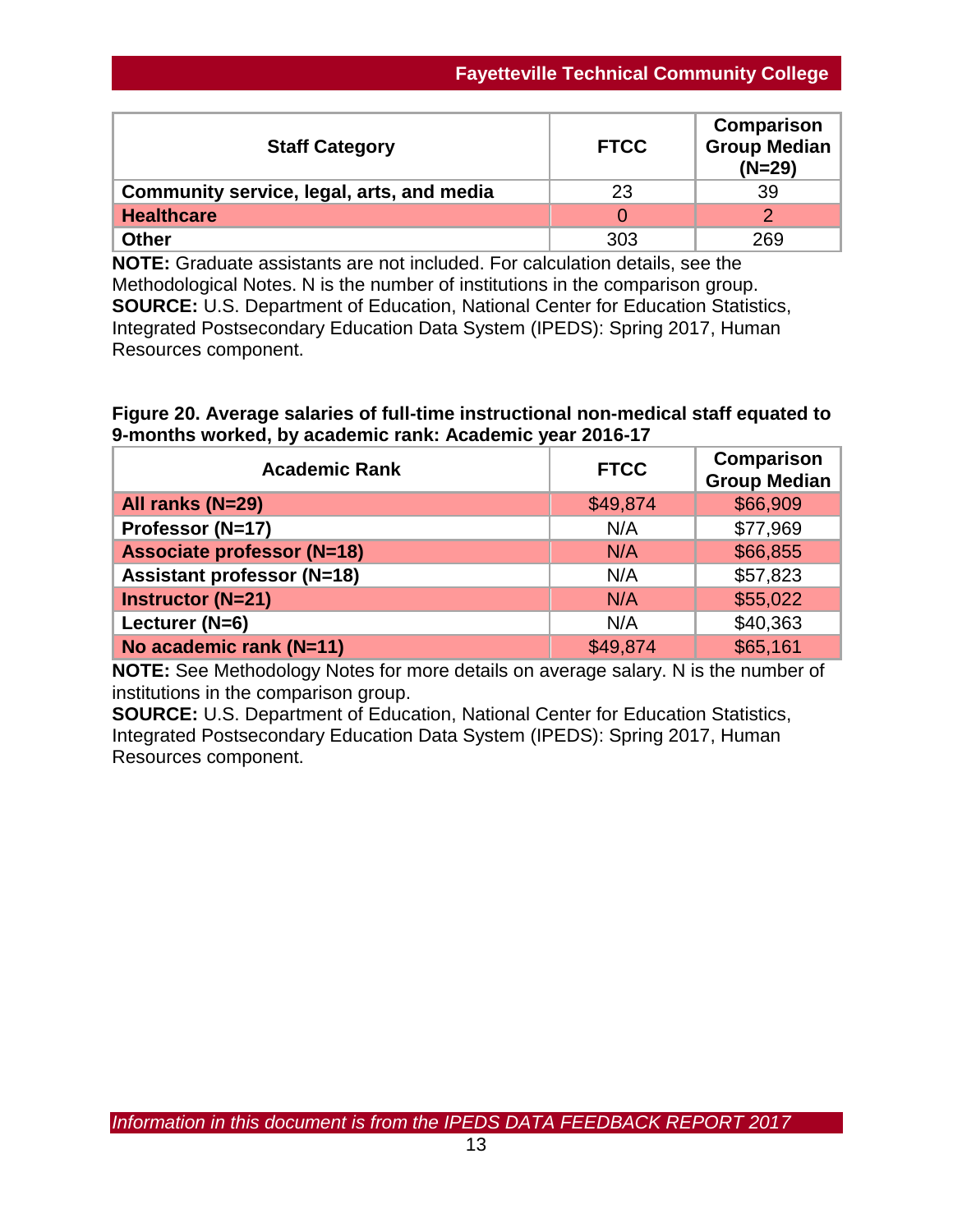| Staff Category | FTCC | Comparison Group Median (N=29) |
|---|---|---|
| **Community service, legal, arts, and media** | 23 | 39 |
| **Healthcare** | 0 | 2 |
| **Other** | 303 | 269 |

**NOTE:** Graduate assistants are not included. For calculation details, see the Methodological Notes. N is the number of institutions in the comparison group.
**SOURCE:** U.S. Department of Education, National Center for Education Statistics, Integrated Postsecondary Education Data System (IPEDS): Spring 2017, Human Resources component.

**Figure 20. Average salaries of full-time instructional non-medical staff equated to 9-months worked, by academic rank: Academic year 2016-17**

| Academic Rank | FTCC | Comparison Group Median |
|---|---|---|
| **All ranks (N=29)** | $49,874 | $66,909 |
| **Professor (N=17)** | N/A | $77,969 |
| **Associate professor (N=18)** | N/A | $66,855 |
| **Assistant professor (N=18)** | N/A | $57,823 |
| **Instructor (N=21)** | N/A | $55,022 |
| **Lecturer (N=6)** | N/A | $40,363 |
| **No academic rank (N=11)** | $49,874 | $65,161 |

**NOTE:** See Methodology Notes for more details on average salary. N is the number of institutions in the comparison group.
**SOURCE:** U.S. Department of Education, National Center for Education Statistics, Integrated Postsecondary Education Data System (IPEDS): Spring 2017, Human Resources component.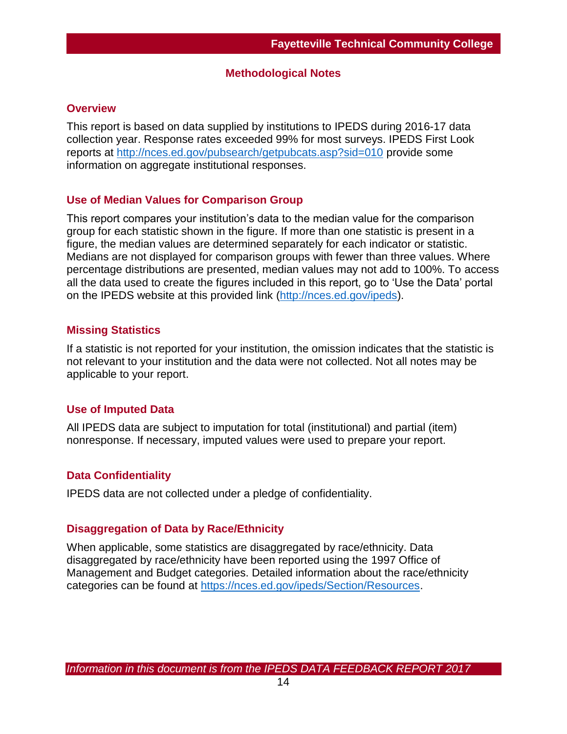## Methodological Notes

### Overview

This report is based on data supplied by institutions to IPEDS during 2016-17 data collection year. Response rates exceeded 99% for most surveys. IPEDS First Look reports at http://nces.ed.gov/pubsearch/getpubcats.asp?sid=010 provide some information on aggregate institutional responses.

### Use of Median Values for Comparison Group

This report compares your institution's data to the median value for the comparison group for each statistic shown in the figure. If more than one statistic is present in a figure, the median values are determined separately for each indicator or statistic. Medians are not displayed for comparison groups with fewer than three values. Where percentage distributions are presented, median values may not add to 100%. To access all the data used to create the figures included in this report, go to 'Use the Data' portal on the IPEDS website at this provided link (http://nces.ed.gov/ipeds).

### Missing Statistics

If a statistic is not reported for your institution, the omission indicates that the statistic is not relevant to your institution and the data were not collected. Not all notes may be applicable to your report.

### Use of Imputed Data

All IPEDS data are subject to imputation for total (institutional) and partial (item) nonresponse. If necessary, imputed values were used to prepare your report.

### Data Confidentiality

IPEDS data are not collected under a pledge of confidentiality.

### Disaggregation of Data by Race/Ethnicity

When applicable, some statistics are disaggregated by race/ethnicity. Data disaggregated by race/ethnicity have been reported using the 1997 Office of Management and Budget categories. Detailed information about the race/ethnicity categories can be found at https://nces.ed.gov/ipeds/Section/Resources.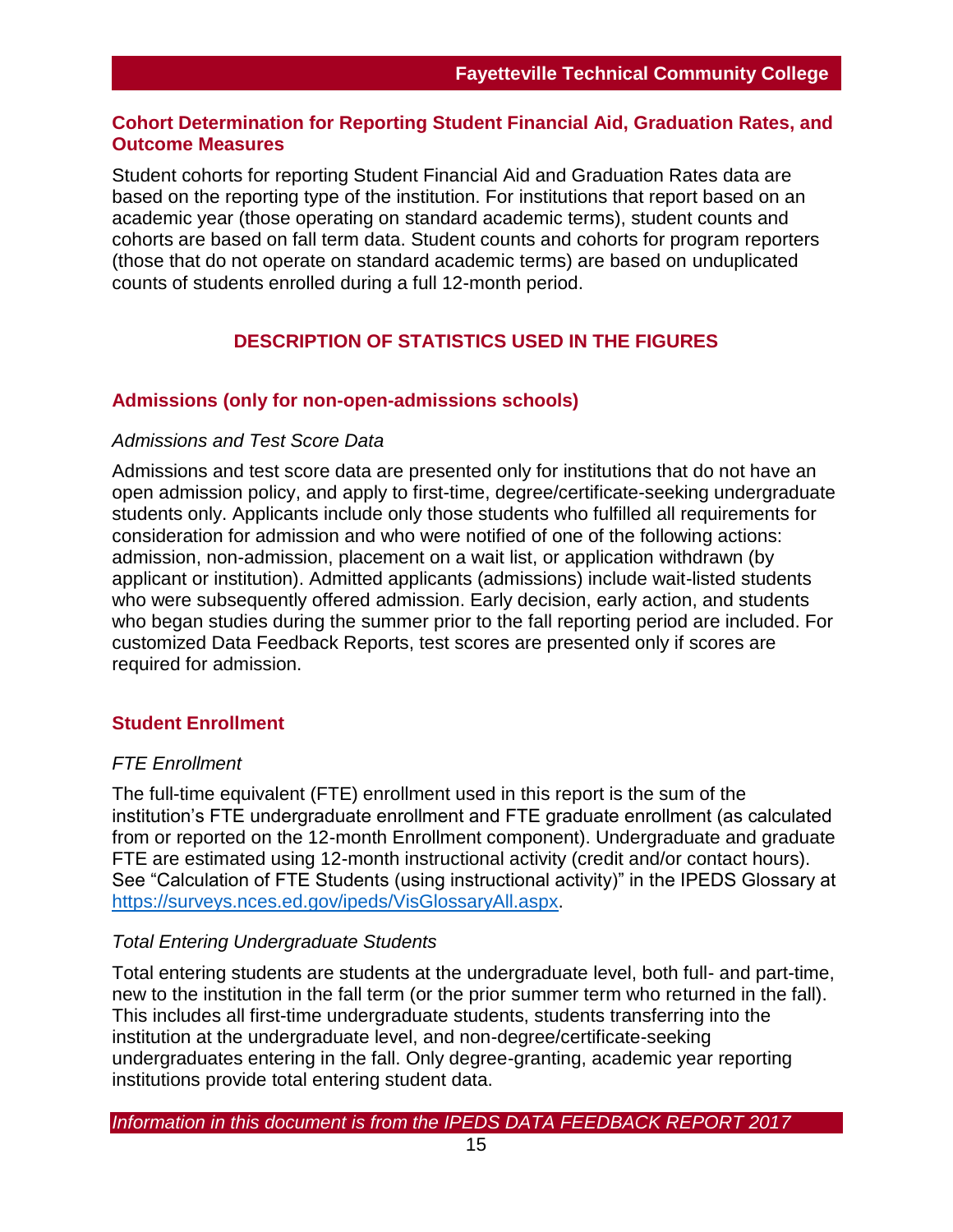## Cohort Determination for Reporting Student Financial Aid, Graduation Rates, and Outcome Measures

Student cohorts for reporting Student Financial Aid and Graduation Rates data are based on the reporting type of the institution. For institutions that report based on an academic year (those operating on standard academic terms), student counts and cohorts are based on fall term data. Student counts and cohorts for program reporters (those that do not operate on standard academic terms) are based on unduplicated counts of students enrolled during a full 12-month period.

# DESCRIPTION OF STATISTICS USED IN THE FIGURES

## Admissions (only for non-open-admissions schools)

### *Admissions and Test Score Data*

Admissions and test score data are presented only for institutions that do not have an open admission policy, and apply to first-time, degree/certificate-seeking undergraduate students only. Applicants include only those students who fulfilled all requirements for consideration for admission and who were notified of one of the following actions: admission, non-admission, placement on a wait list, or application withdrawn (by applicant or institution). Admitted applicants (admissions) include wait-listed students who were subsequently offered admission. Early decision, early action, and students who began studies during the summer prior to the fall reporting period are included. For customized Data Feedback Reports, test scores are presented only if scores are required for admission.

## Student Enrollment

### *FTE Enrollment*

The full-time equivalent (FTE) enrollment used in this report is the sum of the institution's FTE undergraduate enrollment and FTE graduate enrollment (as calculated from or reported on the 12-month Enrollment component). Undergraduate and graduate FTE are estimated using 12-month instructional activity (credit and/or contact hours). See "Calculation of FTE Students (using instructional activity)" in the IPEDS Glossary at https://surveys.nces.ed.gov/ipeds/VisGlossaryAll.aspx.

### *Total Entering Undergraduate Students*

Total entering students are students at the undergraduate level, both full- and part-time, new to the institution in the fall term (or the prior summer term who returned in the fall). This includes all first-time undergraduate students, students transferring into the institution at the undergraduate level, and non-degree/certificate-seeking undergraduates entering in the fall. Only degree-granting, academic year reporting institutions provide total entering student data.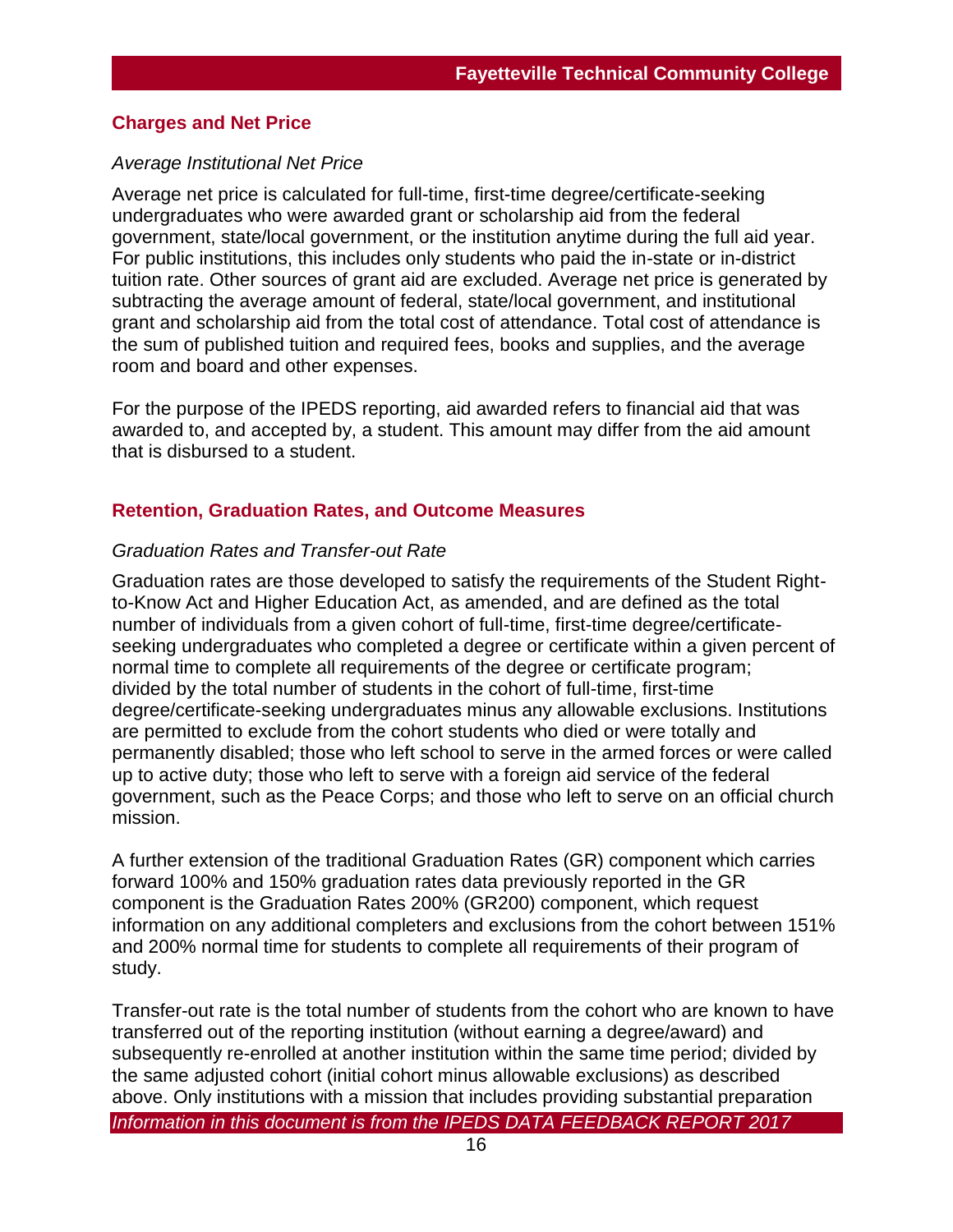## Charges and Net Price

*Average Institutional Net Price*

Average net price is calculated for full-time, first-time degree/certificate-seeking undergraduates who were awarded grant or scholarship aid from the federal government, state/local government, or the institution anytime during the full aid year. For public institutions, this includes only students who paid the in-state or in-district tuition rate. Other sources of grant aid are excluded. Average net price is generated by subtracting the average amount of federal, state/local government, and institutional grant and scholarship aid from the total cost of attendance. Total cost of attendance is the sum of published tuition and required fees, books and supplies, and the average room and board and other expenses.

For the purpose of the IPEDS reporting, aid awarded refers to financial aid that was awarded to, and accepted by, a student. This amount may differ from the aid amount that is disbursed to a student.

## Retention, Graduation Rates, and Outcome Measures

*Graduation Rates and Transfer-out Rate*

Graduation rates are those developed to satisfy the requirements of the Student Right-to-Know Act and Higher Education Act, as amended, and are defined as the total number of individuals from a given cohort of full-time, first-time degree/certificate-seeking undergraduates who completed a degree or certificate within a given percent of normal time to complete all requirements of the degree or certificate program; divided by the total number of students in the cohort of full-time, first-time degree/certificate-seeking undergraduates minus any allowable exclusions. Institutions are permitted to exclude from the cohort students who died or were totally and permanently disabled; those who left school to serve in the armed forces or were called up to active duty; those who left to serve with a foreign aid service of the federal government, such as the Peace Corps; and those who left to serve on an official church mission.

A further extension of the traditional Graduation Rates (GR) component which carries forward 100% and 150% graduation rates data previously reported in the GR component is the Graduation Rates 200% (GR200) component, which request information on any additional completers and exclusions from the cohort between 151% and 200% normal time for students to complete all requirements of their program of study.

Transfer-out rate is the total number of students from the cohort who are known to have transferred out of the reporting institution (without earning a degree/award) and subsequently re-enrolled at another institution within the same time period; divided by the same adjusted cohort (initial cohort minus allowable exclusions) as described above. Only institutions with a mission that includes providing substantial preparation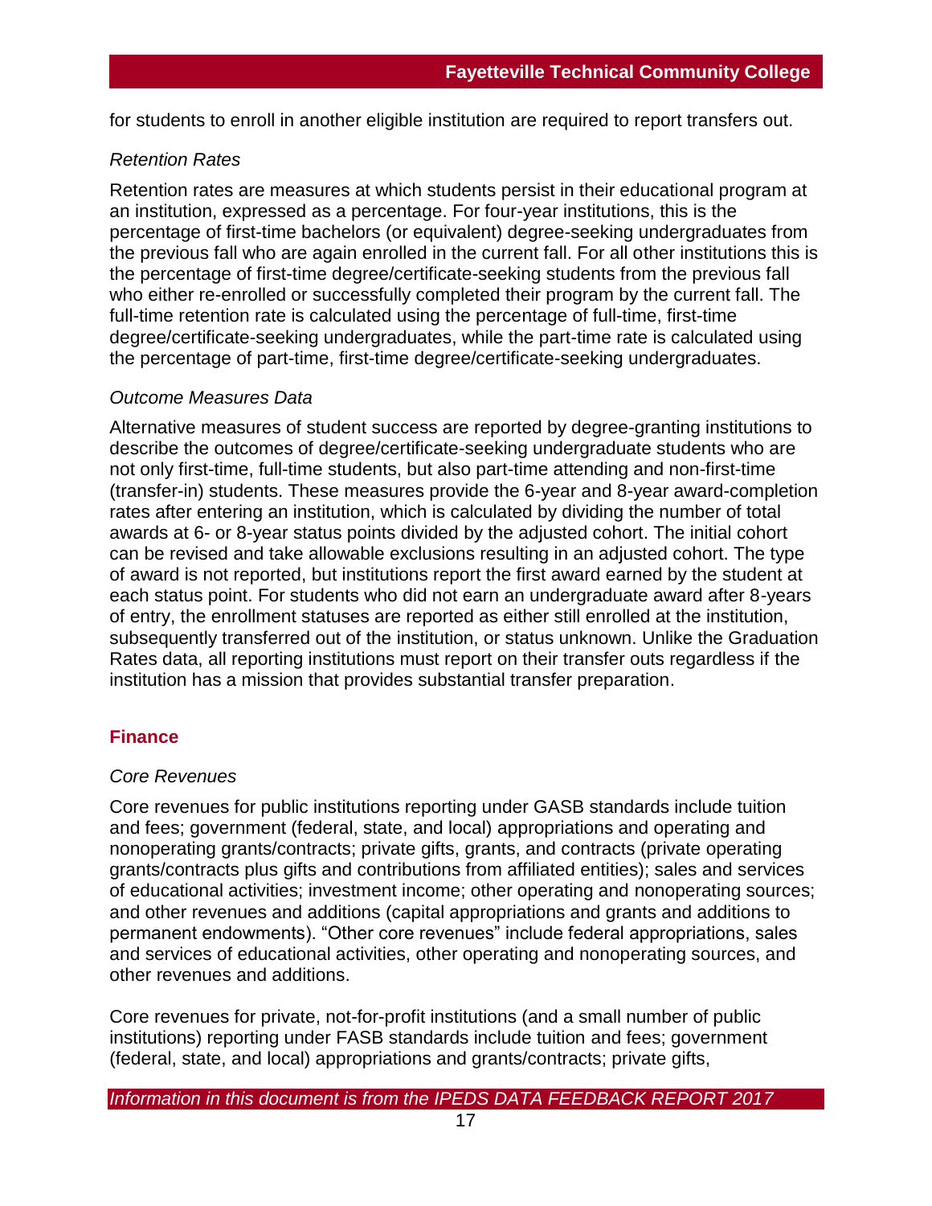for students to enroll in another eligible institution are required to report transfers out.

*Retention Rates*

Retention rates are measures at which students persist in their educational program at an institution, expressed as a percentage. For four-year institutions, this is the percentage of first-time bachelors (or equivalent) degree-seeking undergraduates from the previous fall who are again enrolled in the current fall. For all other institutions this is the percentage of first-time degree/certificate-seeking students from the previous fall who either re-enrolled or successfully completed their program by the current fall. The full-time retention rate is calculated using the percentage of full-time, first-time degree/certificate-seeking undergraduates, while the part-time rate is calculated using the percentage of part-time, first-time degree/certificate-seeking undergraduates.

*Outcome Measures Data*

Alternative measures of student success are reported by degree-granting institutions to describe the outcomes of degree/certificate-seeking undergraduate students who are not only first-time, full-time students, but also part-time attending and non-first-time (transfer-in) students. These measures provide the 6-year and 8-year award-completion rates after entering an institution, which is calculated by dividing the number of total awards at 6- or 8-year status points divided by the adjusted cohort. The initial cohort can be revised and take allowable exclusions resulting in an adjusted cohort. The type of award is not reported, but institutions report the first award earned by the student at each status point. For students who did not earn an undergraduate award after 8-years of entry, the enrollment statuses are reported as either still enrolled at the institution, subsequently transferred out of the institution, or status unknown. Unlike the Graduation Rates data, all reporting institutions must report on their transfer outs regardless if the institution has a mission that provides substantial transfer preparation.

## Finance

*Core Revenues*

Core revenues for public institutions reporting under GASB standards include tuition and fees; government (federal, state, and local) appropriations and operating and nonoperating grants/contracts; private gifts, grants, and contracts (private operating grants/contracts plus gifts and contributions from affiliated entities); sales and services of educational activities; investment income; other operating and nonoperating sources; and other revenues and additions (capital appropriations and grants and additions to permanent endowments). "Other core revenues" include federal appropriations, sales and services of educational activities, other operating and nonoperating sources, and other revenues and additions.

Core revenues for private, not-for-profit institutions (and a small number of public institutions) reporting under FASB standards include tuition and fees; government (federal, state, and local) appropriations and grants/contracts; private gifts,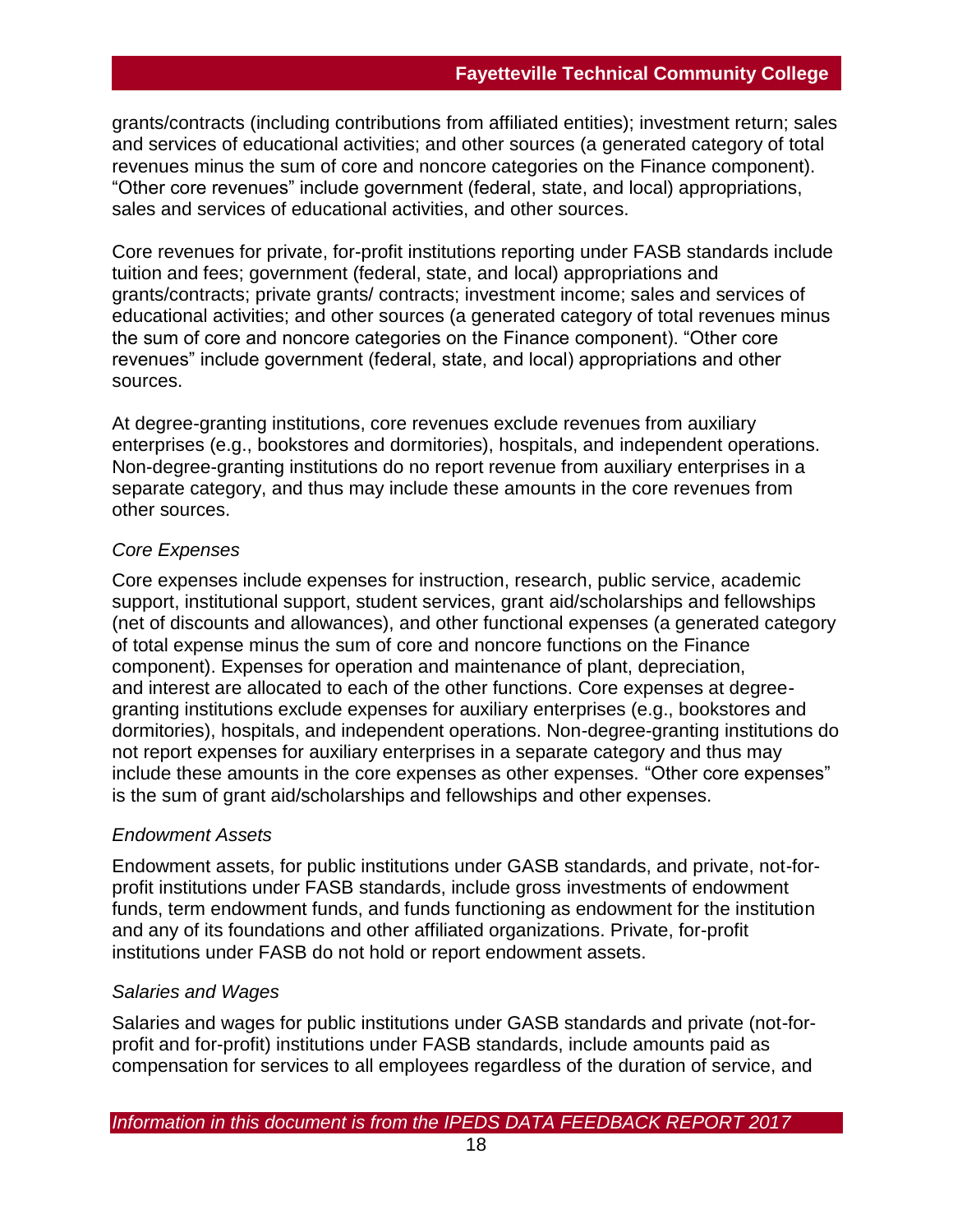grants/contracts (including contributions from affiliated entities); investment return; sales and services of educational activities; and other sources (a generated category of total revenues minus the sum of core and noncore categories on the Finance component). "Other core revenues" include government (federal, state, and local) appropriations, sales and services of educational activities, and other sources.

Core revenues for private, for-profit institutions reporting under FASB standards include tuition and fees; government (federal, state, and local) appropriations and grants/contracts; private grants/ contracts; investment income; sales and services of educational activities; and other sources (a generated category of total revenues minus the sum of core and noncore categories on the Finance component). "Other core revenues" include government (federal, state, and local) appropriations and other sources.

At degree-granting institutions, core revenues exclude revenues from auxiliary enterprises (e.g., bookstores and dormitories), hospitals, and independent operations. Non-degree-granting institutions do no report revenue from auxiliary enterprises in a separate category, and thus may include these amounts in the core revenues from other sources.

*Core Expenses*

Core expenses include expenses for instruction, research, public service, academic support, institutional support, student services, grant aid/scholarships and fellowships (net of discounts and allowances), and other functional expenses (a generated category of total expense minus the sum of core and noncore functions on the Finance component). Expenses for operation and maintenance of plant, depreciation, and interest are allocated to each of the other functions. Core expenses at degree-granting institutions exclude expenses for auxiliary enterprises (e.g., bookstores and dormitories), hospitals, and independent operations. Non-degree-granting institutions do not report expenses for auxiliary enterprises in a separate category and thus may include these amounts in the core expenses as other expenses. "Other core expenses" is the sum of grant aid/scholarships and fellowships and other expenses.

*Endowment Assets*

Endowment assets, for public institutions under GASB standards, and private, not-for-profit institutions under FASB standards, include gross investments of endowment funds, term endowment funds, and funds functioning as endowment for the institution and any of its foundations and other affiliated organizations. Private, for-profit institutions under FASB do not hold or report endowment assets.

*Salaries and Wages*

Salaries and wages for public institutions under GASB standards and private (not-for-profit and for-profit) institutions under FASB standards, include amounts paid as compensation for services to all employees regardless of the duration of service, and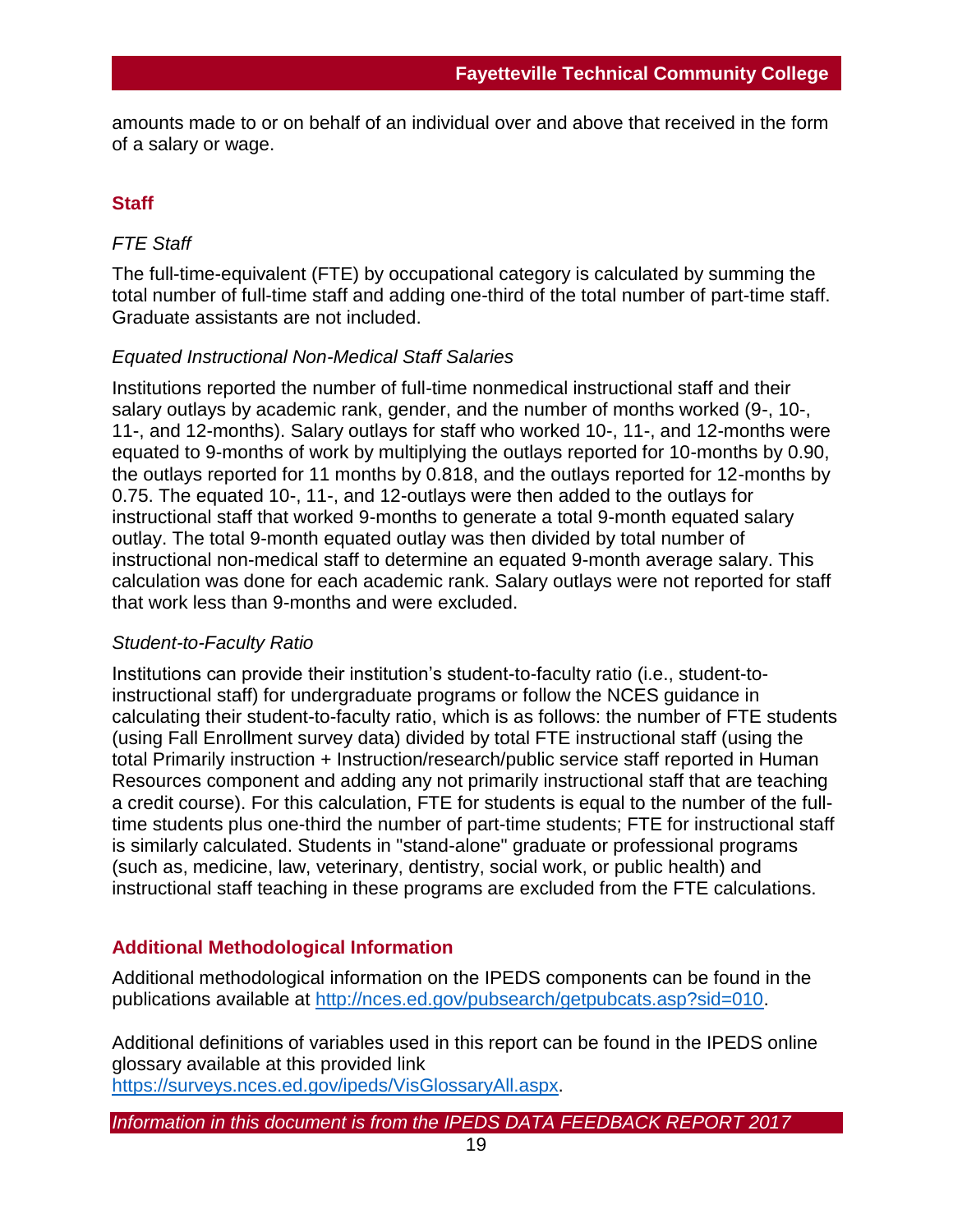amounts made to or on behalf of an individual over and above that received in the form of a salary or wage.

## Staff

### *FTE Staff*

The full-time-equivalent (FTE) by occupational category is calculated by summing the total number of full-time staff and adding one-third of the total number of part-time staff. Graduate assistants are not included.

### *Equated Instructional Non-Medical Staff Salaries*

Institutions reported the number of full-time nonmedical instructional staff and their salary outlays by academic rank, gender, and the number of months worked (9-, 10-, 11-, and 12-months). Salary outlays for staff who worked 10-, 11-, and 12-months were equated to 9-months of work by multiplying the outlays reported for 10-months by 0.90, the outlays reported for 11 months by 0.818, and the outlays reported for 12-months by 0.75. The equated 10-, 11-, and 12-outlays were then added to the outlays for instructional staff that worked 9-months to generate a total 9-month equated salary outlay. The total 9-month equated outlay was then divided by total number of instructional non-medical staff to determine an equated 9-month average salary. This calculation was done for each academic rank. Salary outlays were not reported for staff that work less than 9-months and were excluded.

### *Student-to-Faculty Ratio*

Institutions can provide their institution's student-to-faculty ratio (i.e., student-to-instructional staff) for undergraduate programs or follow the NCES guidance in calculating their student-to-faculty ratio, which is as follows: the number of FTE students (using Fall Enrollment survey data) divided by total FTE instructional staff (using the total Primarily instruction + Instruction/research/public service staff reported in Human Resources component and adding any not primarily instructional staff that are teaching a credit course). For this calculation, FTE for students is equal to the number of the full-time students plus one-third the number of part-time students; FTE for instructional staff is similarly calculated. Students in "stand-alone" graduate or professional programs (such as, medicine, law, veterinary, dentistry, social work, or public health) and instructional staff teaching in these programs are excluded from the FTE calculations.

## Additional Methodological Information

Additional methodological information on the IPEDS components can be found in the publications available at http://nces.ed.gov/pubsearch/getpubcats.asp?sid=010.

Additional definitions of variables used in this report can be found in the IPEDS online glossary available at this provided link https://surveys.nces.ed.gov/ipeds/VisGlossaryAll.aspx.